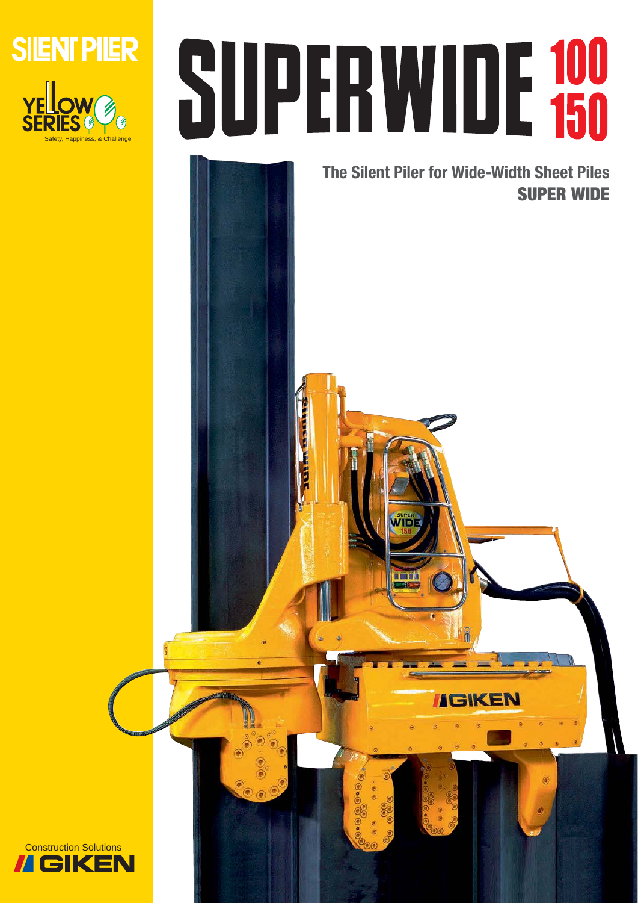SILENT PILER

YELLOW SERIES

Safety, Happiness, & Challenge

# SUPERWIDE 100 150

## The Silent Piler for Wide-Width Sheet Piles

## SUPER WIDE

Construction Solutions

GIKEN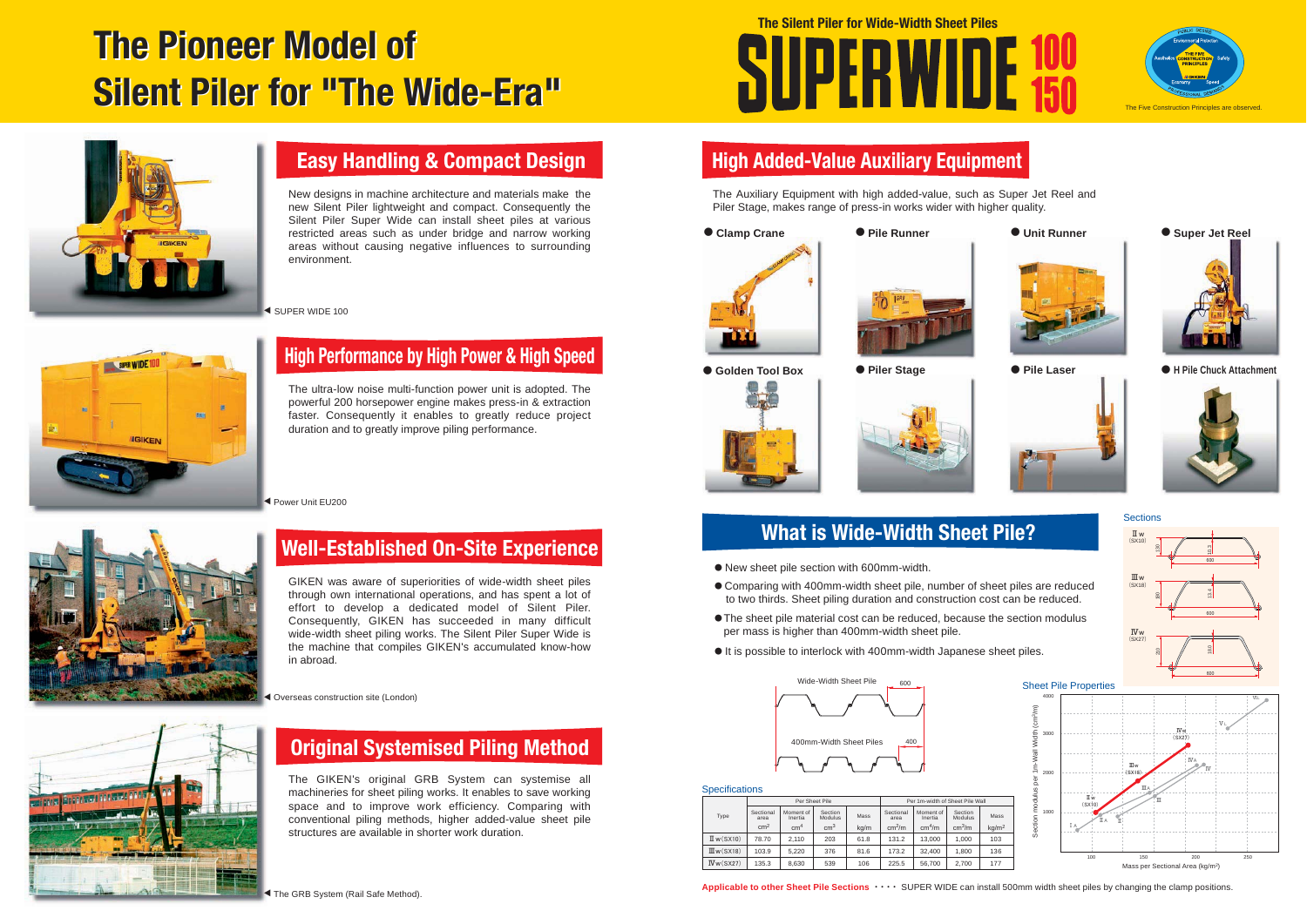# The Pioneer Model of Silent Piler for "The Wide-Era"

The Silent Piler for Wide-Width Sheet Piles

**SUPERWIDE 100 150**

The Five Construction Principles are observed.

## Easy Handling & Compact Design

New designs in machine architecture and materials make the new Silent Piler lightweight and compact. Consequently the Silent Piler Super Wide can install sheet piles at various restricted areas such as under bridge and narrow working areas without causing negative influences to surrounding environment.

◀ SUPER WIDE 100

## High Performance by High Power & High Speed

The ultra-low noise multi-function power unit is adopted. The powerful 200 horsepower engine makes press-in & extraction faster. Consequently it enables to greatly reduce project duration and to greatly improve piling performance.

◀ Power Unit EU200

## Well-Established On-Site Experience

GIKEN was aware of superiorities of wide-width sheet piles through own international operations, and has spent a lot of effort to develop a dedicated model of Silent Piler. Consequently, GIKEN has succeeded in many difficult wide-width sheet piling works. The Silent Piler Super Wide is the machine that compiles GIKEN's accumulated know-how in abroad.

◀ Overseas construction site (London)

## Original Systemised Piling Method

The GIKEN's original GRB System can systemise all machineries for sheet piling works. It enables to save working space and to improve work efficiency. Comparing with conventional piling methods, higher added-value sheet pile structures are available in shorter work duration.

◀ The GRB System (Rail Safe Method).

## High Added-Value Auxiliary Equipment

The Auxiliary Equipment with high added-value, such as Super Jet Reel and Piler Stage, makes range of press-in works wider with higher quality.

- Clamp Crane
- Pile Runner
- Unit Runner
- Super Jet Reel
- Golden Tool Box
- Piler Stage
- Pile Laser
- H Pile Chuck Attachment

## What is Wide-Width Sheet Pile?

- New sheet pile section with 600mm-width.
- Comparing with 400mm-width sheet pile, number of sheet piles are reduced to two thirds. Sheet piling duration and construction cost can be reduced.
- The sheet pile material cost can be reduced, because the section modulus per mass is higher than 400mm-width sheet pile.
- It is possible to interlock with 400mm-width Japanese sheet piles.

Wide-Width Sheet Pile 600

400mm-Width Sheet Piles 400

### Sections

IIw (SX10) 600

IIIw (SX18) 600

IVw (SX27) 600

### Specifications

| Type | Per Sheet Pile | | | | Per 1m-width of Sheet Pile Wall | | | |
|---|---|---|---|---|---|---|---|---|
| | Sectional area | Moment of Inertia | Section Modulus | Mass | Sectional area | Moment of Inertia | Section Modulus | Mass |
| | $cm^2$ | $cm^4$ | $cm^3$ | kg/m | $cm^2/m$ | $cm^4/m$ | $cm^3/m$ | $kg/m^2$ |
| IIw (SX10) | 78.70 | 2,110 | 203 | 61.8 | 131.2 | 13,000 | 1,000 | 103 |
| IIIw (SX18) | 103.9 | 5,220 | 376 | 81.6 | 173.2 | 32,400 | 1,800 | 136 |
| IVw (SX27) | 135.3 | 8,630 | 539 | 106 | 225.5 | 56,700 | 2,700 | 177 |

### Sheet Pile Properties

Section modulus per 1m-Wall Width ($cm^3/m$) vs. Mass per Sectional Area ($kg/m^2$)

**Applicable to other Sheet Pile Sections** ・・・・ SUPER WIDE can install 500mm width sheet piles by changing the clamp positions.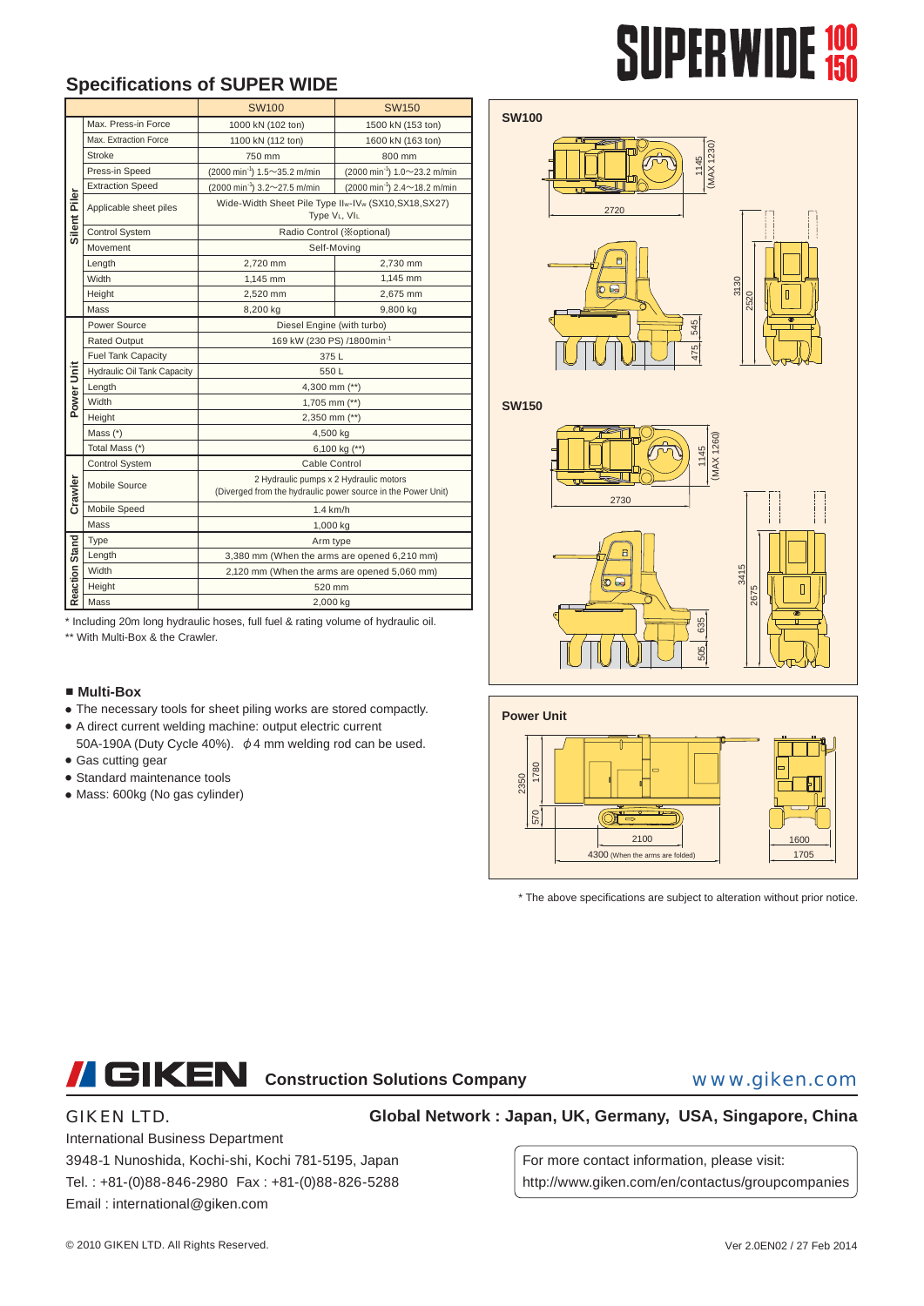# SUPERWIDE 100 150

## Specifications of SUPER WIDE

| | | SW100 | SW150 |
|---|---|---|---|
| Silent Piler | Max. Press-in Force | 1000 kN (102 ton) | 1500 kN (153 ton) |
| | Max. Extraction Force | 1100 kN (112 ton) | 1600 kN (163 ton) |
| | Stroke | 750 mm | 800 mm |
| | Press-in Speed | (2000 $min^{-1}$) 1.5～35.2 m/min | (2000 $min^{-1}$) 1.0～23.2 m/min |
| | Extraction Speed | (2000 $min^{-1}$) 3.2～27.5 m/min | (2000 $min^{-1}$) 2.4～18.2 m/min |
| | Applicable sheet piles | Wide-Width Sheet Pile Type $II_w$-$IV_w$ (SX10,SX18,SX27) Type $V_L$, $VI_L$ | |
| | Control System | Radio Control (※optional) | |
| | Movement | Self-Moving | |
| | Length | 2,720 mm | 2,730 mm |
| | Width | 1,145 mm | 1,145 mm |
| | Height | 2,520 mm | 2,675 mm |
| | Mass | 8,200 kg | 9,800 kg |
| Power Unit | Power Source | Diesel Engine (with turbo) | |
| | Rated Output | 169 kW (230 PS) /1800$min^{-1}$ | |
| | Fuel Tank Capacity | 375 L | |
| | Hydraulic Oil Tank Capacity | 550 L | |
| | Length | 4,300 mm (**) | |
| | Width | 1,705 mm (**) | |
| | Height | 2,350 mm (**) | |
| | Mass (*) | 4,500 kg | |
| | Total Mass (*) | 6,100 kg (**) | |
| Crawler | Control System | Cable Control | |
| | Mobile Source | 2 Hydraulic pumps x 2 Hydraulic motors (Diverged from the hydraulic power source in the Power Unit) | |
| | Mobile Speed | 1.4 km/h | |
| | Mass | 1,000 kg | |
| Reaction Stand | Type | Arm type | |
| | Length | 3,380 mm (When the arms are opened 6,210 mm) | |
| | Width | 2,120 mm (When the arms are opened 5,060 mm) | |
| | Height | 520 mm | |
| | Mass | 2,000 kg | |

\* Including 20m long hydraulic hoses, full fuel & rating volume of hydraulic oil.
** With Multi-Box & the Crawler.

**SW100**

1145 (MAX 1230)
2720
3130
2520
545
475

**SW150**

1145 (MAX 1260)
2730
3415
2675
635
505

**Power Unit**

2350
1780
570
2100
4300 (When the arms are folded)
1600
1705

### ■ Multi-Box

- The necessary tools for sheet piling works are stored compactly.
- A direct current welding machine: output electric current 50A-190A (Duty Cycle 40%). $\phi$4 mm welding rod can be used.
- Gas cutting gear
- Standard maintenance tools
- Mass: 600kg (No gas cylinder)

\* The above specifications are subject to alteration without prior notice.

**GIKEN Construction Solutions Company** www.giken.com

GIKEN LTD.
**Global Network : Japan, UK, Germany, USA, Singapore, China**

International Business Department
3948-1 Nunoshida, Kochi-shi, Kochi 781-5195, Japan
Tel. : +81-(0)88-846-2980 Fax : +81-(0)88-826-5288
Email : international@giken.com

For more contact information, please visit:
http://www.giken.com/en/contactus/groupcompanies

© 2010 GIKEN LTD. All Rights Reserved.

Ver 2.0EN02 / 27 Feb 2014